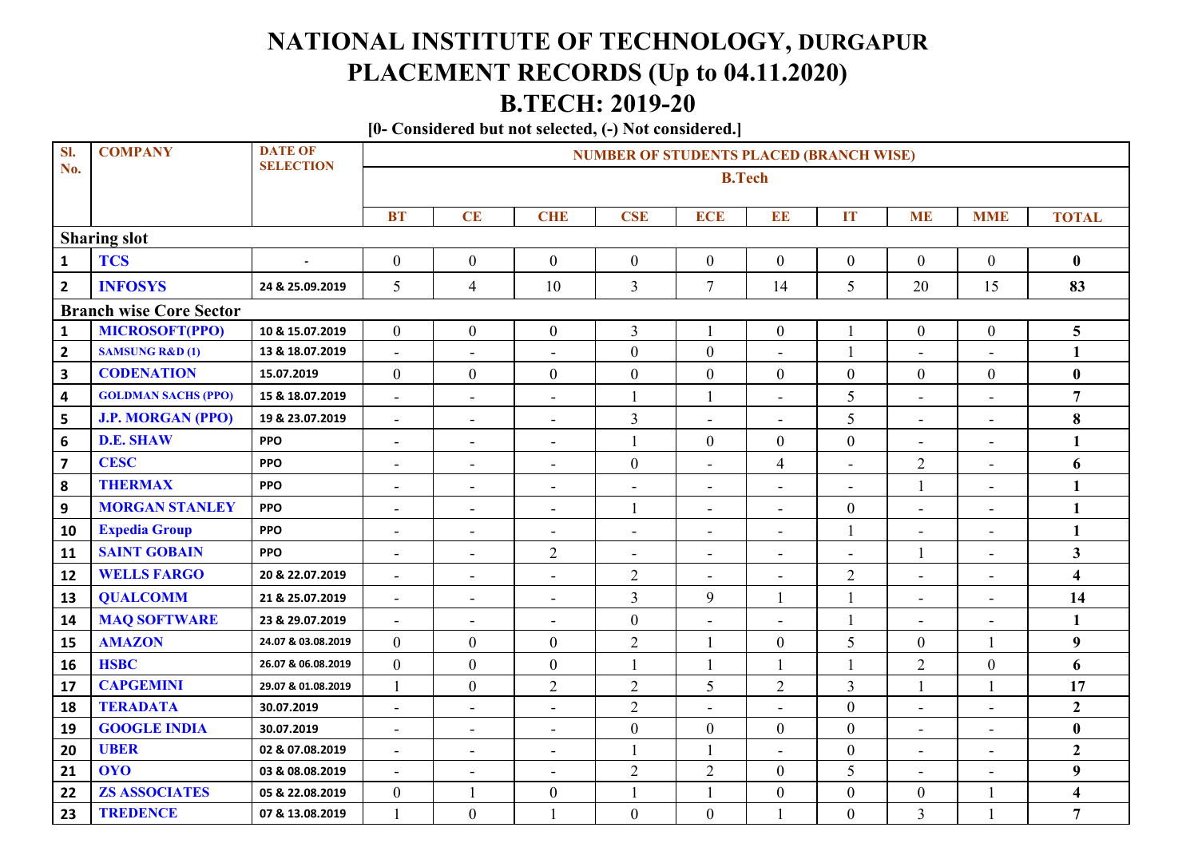# NATIONAL INSTITUTE OF TECHNOLOGY, DURGAPUR
# PLACEMENT RECORDS (Up to 04.11.2020)
# B.TECH: 2019-20

**[0- Considered but not selected, (-) Not considered.]**

| Sl. No. | COMPANY | DATE OF SELECTION | NUMBER OF STUDENTS PLACED (BRANCH WISE) | | | | | | | | | |
|---|---|---|---|---|---|---|---|---|---|---|---|---|
| | | | B.Tech | | | | | | | | | |
| | | | BT | CE | CHE | CSE | ECE | EE | IT | ME | MME | TOTAL |
| **Sharing slot** | | | | | | | | | | | | |
| 1 | TCS | - | 0 | 0 | 0 | 0 | 0 | 0 | 0 | 0 | 0 | **0** |
| 2 | INFOSYS | 24 & 25.09.2019 | 5 | 4 | 10 | 3 | 7 | 14 | 5 | 20 | 15 | **83** |
| **Branch wise Core Sector** | | | | | | | | | | | | |
| 1 | MICROSOFT(PPO) | 10 & 15.07.2019 | 0 | 0 | 0 | 3 | 1 | 0 | 1 | 0 | 0 | **5** |
| 2 | SAMSUNG R&D (I) | 13 & 18.07.2019 | - | - | - | 0 | 0 | - | 1 | - | - | **1** |
| 3 | CODENATION | 15.07.2019 | 0 | 0 | 0 | 0 | 0 | 0 | 0 | 0 | 0 | **0** |
| 4 | GOLDMAN SACHS (PPO) | 15 & 18.07.2019 | - | - | - | 1 | 1 | - | 5 | - | - | **7** |
| 5 | J.P. MORGAN (PPO) | 19 & 23.07.2019 | - | - | - | 3 | - | - | 5 | - | - | **8** |
| 6 | D.E. SHAW | PPO | - | - | - | 1 | 0 | 0 | 0 | - | - | **1** |
| 7 | CESC | PPO | - | - | - | 0 | - | 4 | - | 2 | - | **6** |
| 8 | THERMAX | PPO | - | - | - | - | - | - | - | 1 | - | **1** |
| 9 | MORGAN STANLEY | PPO | - | - | - | 1 | - | - | 0 | - | - | **1** |
| 10 | Expedia Group | PPO | - | - | - | - | - | - | 1 | - | - | **1** |
| 11 | SAINT GOBAIN | PPO | - | - | 2 | - | - | - | - | 1 | - | **3** |
| 12 | WELLS FARGO | 20 & 22.07.2019 | - | - | - | 2 | - | - | 2 | - | - | **4** |
| 13 | QUALCOMM | 21 & 25.07.2019 | - | - | - | 3 | 9 | 1 | 1 | - | - | **14** |
| 14 | MAQ SOFTWARE | 23 & 29.07.2019 | - | - | - | 0 | - | - | 1 | - | - | **1** |
| 15 | AMAZON | 24.07 & 03.08.2019 | 0 | 0 | 0 | 2 | 1 | 0 | 5 | 0 | 1 | **9** |
| 16 | HSBC | 26.07 & 06.08.2019 | 0 | 0 | 0 | 1 | 1 | 1 | 1 | 2 | 0 | **6** |
| 17 | CAPGEMINI | 29.07 & 01.08.2019 | 1 | 0 | 2 | 2 | 5 | 2 | 3 | 1 | 1 | **17** |
| 18 | TERADATA | 30.07.2019 | - | - | - | 2 | - | - | 0 | - | - | **2** |
| 19 | GOOGLE INDIA | 30.07.2019 | - | - | - | 0 | 0 | 0 | 0 | - | - | **0** |
| 20 | UBER | 02 & 07.08.2019 | - | - | - | 1 | 1 | - | 0 | - | - | **2** |
| 21 | OYO | 03 & 08.08.2019 | - | - | - | 2 | 2 | 0 | 5 | - | - | **9** |
| 22 | ZS ASSOCIATES | 05 & 22.08.2019 | 0 | 1 | 0 | 1 | 1 | 0 | 0 | 0 | 1 | **4** |
| 23 | TREDENCE | 07 & 13.08.2019 | 1 | 0 | 1 | 0 | 0 | 1 | 0 | 3 | 1 | **7** |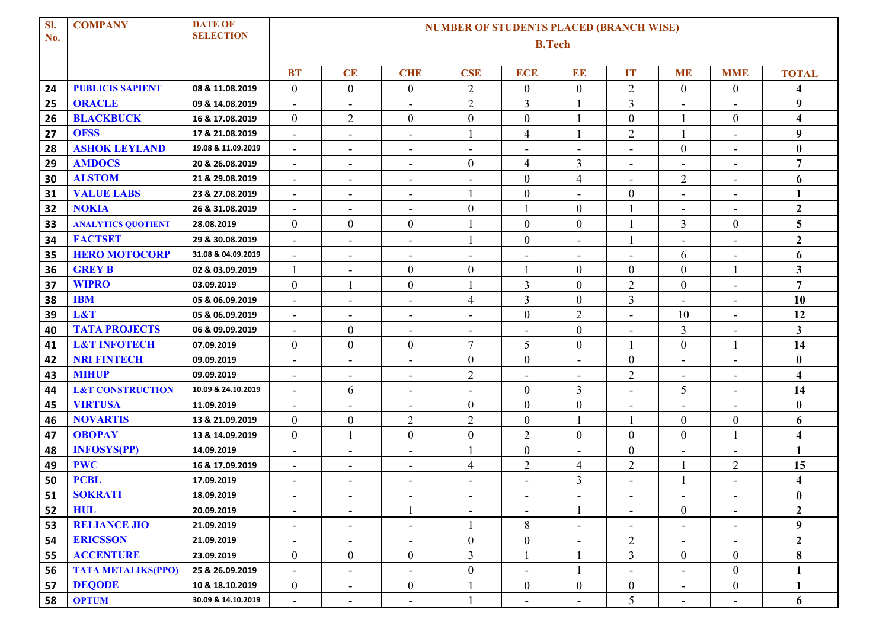| Sl. No. | COMPANY | DATE OF SELECTION | NUMBER OF STUDENTS PLACED (BRANCH WISE) | | | | | | | | | |
|---|---|---|---|---|---|---|---|---|---|---|---|---|
| | | | B.Tech | | | | | | | | | |
| | | | BT | CE | CHE | CSE | ECE | EE | IT | ME | MME | TOTAL |
| 24 | PUBLICIS SAPIENT | 08 & 11.08.2019 | 0 | 0 | 0 | 2 | 0 | 0 | 2 | 0 | 0 | 4 |
| 25 | ORACLE | 09 & 14.08.2019 | - | - | - | 2 | 3 | 1 | 3 | - | - | 9 |
| 26 | BLACKBUCK | 16 & 17.08.2019 | 0 | 2 | 0 | 0 | 0 | 1 | 0 | 1 | 0 | 4 |
| 27 | OFSS | 17 & 21.08.2019 | - | - | - | 1 | 4 | 1 | 2 | 1 | - | 9 |
| 28 | ASHOK LEYLAND | 19.08 & 11.09.2019 | - | - | - | - | - | - | - | 0 | - | 0 |
| 29 | AMDOCS | 20 & 26.08.2019 | - | - | - | 0 | 4 | 3 | - | - | - | 7 |
| 30 | ALSTOM | 21 & 29.08.2019 | - | - | - | - | 0 | 4 | - | 2 | - | 6 |
| 31 | VALUE LABS | 23 & 27.08.2019 | - | - | - | 1 | 0 | - | 0 | - | - | 1 |
| 32 | NOKIA | 26 & 31.08.2019 | - | - | - | 0 | 1 | 0 | 1 | - | - | 2 |
| 33 | ANALYTICS QUOTIENT | 28.08.2019 | 0 | 0 | 0 | 1 | 0 | 0 | 1 | 3 | 0 | 5 |
| 34 | FACTSET | 29 & 30.08.2019 | - | - | - | 1 | 0 | - | 1 | - | - | 2 |
| 35 | HERO MOTOCORP | 31.08 & 04.09.2019 | - | - | - | - | - | - | - | 6 | - | 6 |
| 36 | GREY B | 02 & 03.09.2019 | 1 | - | 0 | 0 | 1 | 0 | 0 | 0 | 1 | 3 |
| 37 | WIPRO | 03.09.2019 | 0 | 1 | 0 | 1 | 3 | 0 | 2 | 0 | - | 7 |
| 38 | IBM | 05 & 06.09.2019 | - | - | - | 4 | 3 | 0 | 3 | - | - | 10 |
| 39 | L&T | 05 & 06.09.2019 | - | - | - | - | 0 | 2 | - | 10 | - | 12 |
| 40 | TATA PROJECTS | 06 & 09.09.2019 | - | 0 | - | - | - | 0 | - | 3 | - | 3 |
| 41 | L&T INFOTECH | 07.09.2019 | 0 | 0 | 0 | 7 | 5 | 0 | 1 | 0 | 1 | 14 |
| 42 | NRI FINTECH | 09.09.2019 | - | - | - | 0 | 0 | - | 0 | - | - | 0 |
| 43 | MIHUP | 09.09.2019 | - | - | - | 2 | - | - | 2 | - | - | 4 |
| 44 | L&T CONSTRUCTION | 10.09 & 24.10.2019 | - | 6 | - | - | 0 | 3 | - | 5 | - | 14 |
| 45 | VIRTUSA | 11.09.2019 | - | - | - | 0 | 0 | 0 | - | - | - | 0 |
| 46 | NOVARTIS | 13 & 21.09.2019 | 0 | 0 | 2 | 2 | 0 | 1 | 1 | 0 | 0 | 6 |
| 47 | OBOPAY | 13 & 14.09.2019 | 0 | 1 | 0 | 0 | 2 | 0 | 0 | 0 | 1 | 4 |
| 48 | INFOSYS(PP) | 14.09.2019 | - | - | - | 1 | 0 | - | 0 | - | - | 1 |
| 49 | PWC | 16 & 17.09.2019 | - | - | - | 4 | 2 | 4 | 2 | 1 | 2 | 15 |
| 50 | PCBL | 17.09.2019 | - | - | - | - | - | 3 | - | 1 | - | 4 |
| 51 | SOKRATI | 18.09.2019 | - | - | - | - | - | - | - | - | - | 0 |
| 52 | HUL | 20.09.2019 | - | - | 1 | - | - | 1 | - | 0 | - | 2 |
| 53 | RELIANCE JIO | 21.09.2019 | - | - | - | 1 | 8 | - | - | - | - | 9 |
| 54 | ERICSSON | 21.09.2019 | - | - | - | 0 | 0 | - | 2 | - | - | 2 |
| 55 | ACCENTURE | 23.09.2019 | 0 | 0 | 0 | 3 | 1 | 1 | 3 | 0 | 0 | 8 |
| 56 | TATA METALIKS(PPO) | 25 & 26.09.2019 | - | - | - | 0 | - | 1 | - | - | 0 | 1 |
| 57 | DEQODE | 10 & 18.10.2019 | 0 | - | 0 | 1 | 0 | 0 | 0 | - | 0 | 1 |
| 58 | OPTUM | 30.09 & 14.10.2019 | - | - | - | 1 | - | - | 5 | - | - | 6 |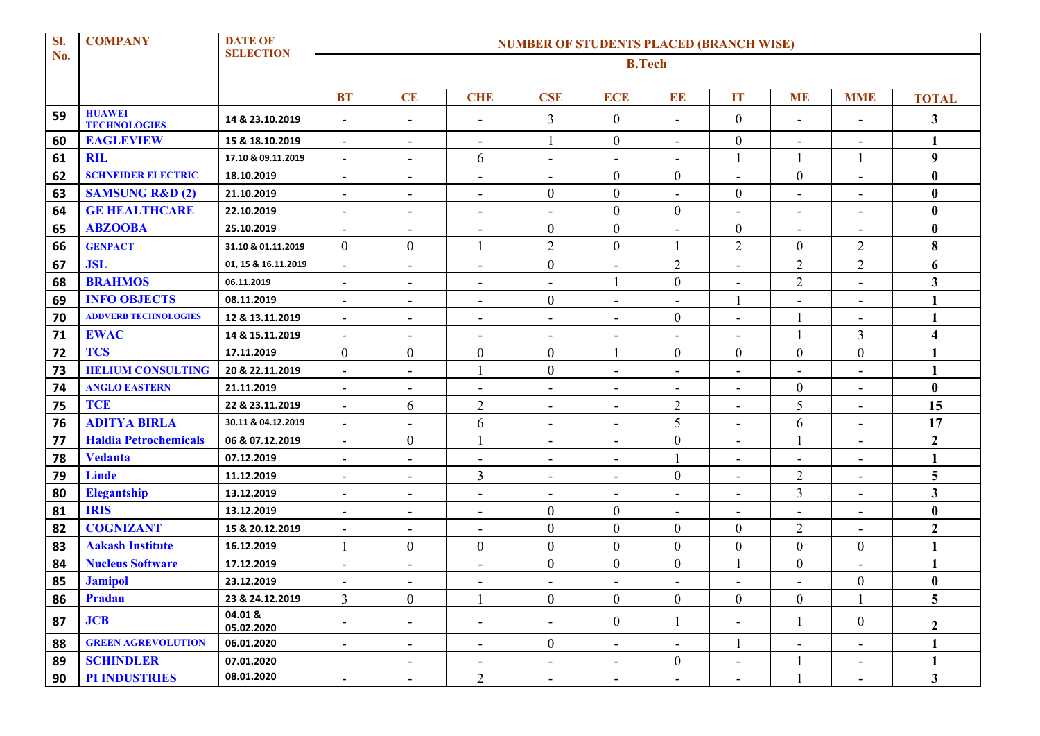| Sl. No. | COMPANY | DATE OF SELECTION | NUMBER OF STUDENTS PLACED (BRANCH WISE) | | | | | | | | | |
|---|---|---|---|---|---|---|---|---|---|---|---|---|
| | | | B.Tech | | | | | | | | | |
| | | | BT | CE | CHE | CSE | ECE | EE | IT | ME | MME | TOTAL |
| 59 | HUAWEI TECHNOLOGIES | 14 & 23.10.2019 | - | - | - | 3 | 0 | - | 0 | - | - | 3 |
| 60 | EAGLEVIEW | 15 & 18.10.2019 | - | - | - | 1 | 0 | - | 0 | - | - | 1 |
| 61 | RIL | 17.10 & 09.11.2019 | - | - | 6 | - | - | - | 1 | 1 | 1 | 9 |
| 62 | SCHNEIDER ELECTRIC | 18.10.2019 | - | - | - | - | 0 | 0 | - | 0 | - | 0 |
| 63 | SAMSUNG R&D (2) | 21.10.2019 | - | - | - | 0 | 0 | - | 0 | - | - | 0 |
| 64 | GE HEALTHCARE | 22.10.2019 | - | - | - | - | 0 | 0 | - | - | - | 0 |
| 65 | ABZOOBA | 25.10.2019 | - | - | - | 0 | 0 | - | 0 | - | - | 0 |
| 66 | GENPACT | 31.10 & 01.11.2019 | 0 | 0 | 1 | 2 | 0 | 1 | 2 | 0 | 2 | 8 |
| 67 | JSL | 01, 15 & 16.11.2019 | - | - | - | 0 | - | 2 | - | 2 | 2 | 6 |
| 68 | BRAHMOS | 06.11.2019 | - | - | - | - | 1 | 0 | - | 2 | - | 3 |
| 69 | INFO OBJECTS | 08.11.2019 | - | - | - | 0 | - | - | 1 | - | - | 1 |
| 70 | ADDVERB TECHNOLOGIES | 12 & 13.11.2019 | - | - | - | - | - | 0 | - | 1 | - | 1 |
| 71 | EWAC | 14 & 15.11.2019 | - | - | - | - | - | - | - | 1 | 3 | 4 |
| 72 | TCS | 17.11.2019 | 0 | 0 | 0 | 0 | 1 | 0 | 0 | 0 | 0 | 1 |
| 73 | HELIUM CONSULTING | 20 & 22.11.2019 | - | - | 1 | 0 | - | - | - | - | - | 1 |
| 74 | ANGLO EASTERN | 21.11.2019 | - | - | - | - | - | - | - | 0 | - | 0 |
| 75 | TCE | 22 & 23.11.2019 | - | 6 | 2 | - | - | 2 | - | 5 | - | 15 |
| 76 | ADITYA BIRLA | 30.11 & 04.12.2019 | - | - | 6 | - | - | 5 | - | 6 | - | 17 |
| 77 | Haldia Petrochemicals | 06 & 07.12.2019 | - | 0 | 1 | - | - | 0 | - | 1 | - | 2 |
| 78 | Vedanta | 07.12.2019 | - | - | - | - | - | 1 | - | - | - | 1 |
| 79 | Linde | 11.12.2019 | - | - | 3 | - | - | 0 | - | 2 | - | 5 |
| 80 | Elegantship | 13.12.2019 | - | - | - | - | - | - | - | 3 | - | 3 |
| 81 | IRIS | 13.12.2019 | - | - | - | 0 | 0 | - | - | - | - | 0 |
| 82 | COGNIZANT | 15 & 20.12.2019 | - | - | - | 0 | 0 | 0 | 0 | 2 | - | 2 |
| 83 | Aakash Institute | 16.12.2019 | 1 | 0 | 0 | 0 | 0 | 0 | 0 | 0 | 0 | 1 |
| 84 | Nucleus Software | 17.12.2019 | - | - | - | 0 | 0 | 0 | 1 | 0 | - | 1 |
| 85 | Jamipol | 23.12.2019 | - | - | - | - | - | - | - | - | 0 | 0 |
| 86 | Pradan | 23 & 24.12.2019 | 3 | 0 | 1 | 0 | 0 | 0 | 0 | 0 | 1 | 5 |
| 87 | JCB | 04.01 & 05.02.2020 | - | - | - | - | 0 | 1 | - | 1 | 0 | 2 |
| 88 | GREEN AGREVOLUTION | 06.01.2020 | - | - | - | 0 | - | - | 1 | - | - | 1 |
| 89 | SCHINDLER | 07.01.2020 | | - | - | - | - | 0 | - | 1 | - | 1 |
| 90 | PI INDUSTRIES | 08.01.2020 | - | - | 2 | - | - | - | - | 1 | - | 3 |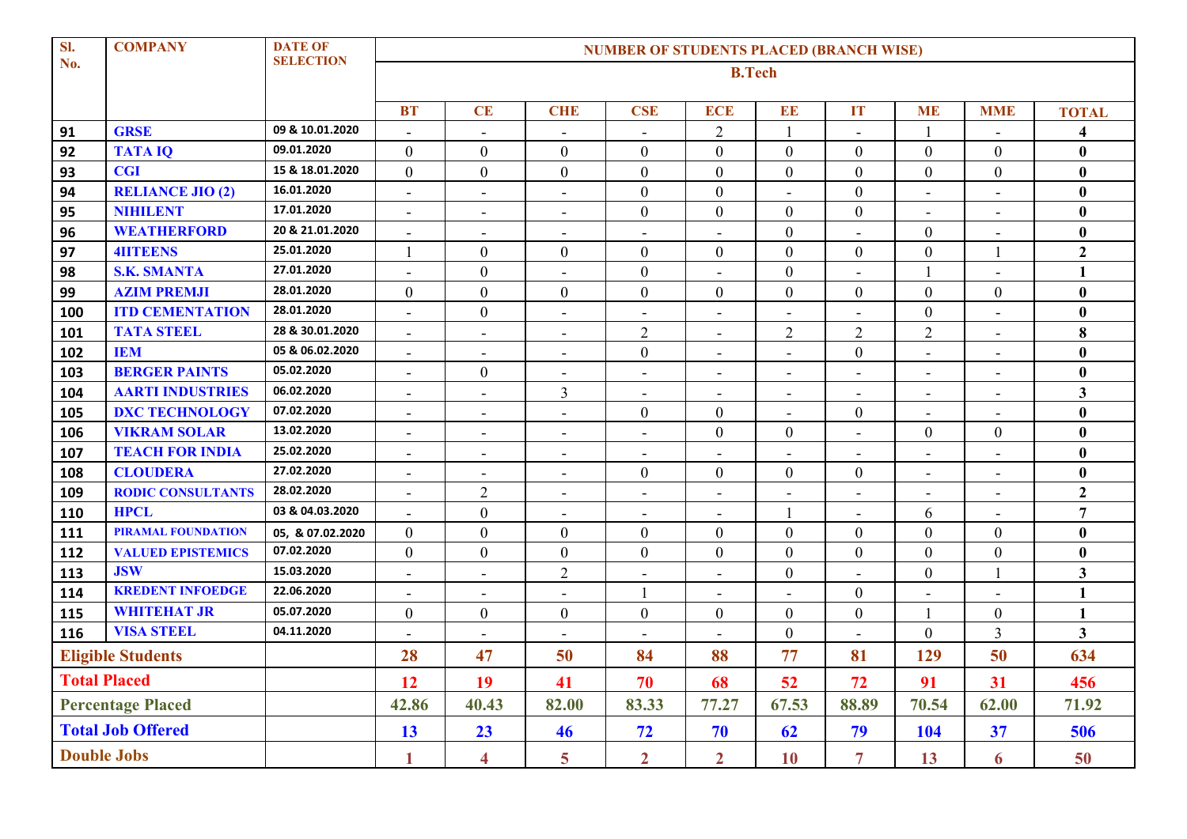| Sl. No. | COMPANY | DATE OF SELECTION | NUMBER OF STUDENTS PLACED (BRANCH WISE) | | | | | | | | | |
|---|---|---|---|---|---|---|---|---|---|---|---|---|
| | | | B.Tech | | | | | | | | | |
| | | | BT | CE | CHE | CSE | ECE | EE | IT | ME | MME | TOTAL |
| 91 | GRSE | 09 & 10.01.2020 | - | - | - | - | 2 | 1 | - | 1 | - | 4 |
| 92 | TATA IQ | 09.01.2020 | 0 | 0 | 0 | 0 | 0 | 0 | 0 | 0 | 0 | 0 |
| 93 | CGI | 15 & 18.01.2020 | 0 | 0 | 0 | 0 | 0 | 0 | 0 | 0 | 0 | 0 |
| 94 | RELIANCE JIO (2) | 16.01.2020 | - | - | - | 0 | 0 | - | 0 | - | - | 0 |
| 95 | NIHILENT | 17.01.2020 | - | - | - | 0 | 0 | 0 | 0 | - | - | 0 |
| 96 | WEATHERFORD | 20 & 21.01.2020 | - | - | - | - | - | 0 | - | 0 | - | 0 |
| 97 | 4IITEENS | 25.01.2020 | 1 | 0 | 0 | 0 | 0 | 0 | 0 | 0 | 1 | 2 |
| 98 | S.K. SMANTA | 27.01.2020 | - | 0 | - | 0 | - | 0 | - | 1 | - | 1 |
| 99 | AZIM PREMJI | 28.01.2020 | 0 | 0 | 0 | 0 | 0 | 0 | 0 | 0 | 0 | 0 |
| 100 | ITD CEMENTATION | 28.01.2020 | - | 0 | - | - | - | - | - | 0 | - | 0 |
| 101 | TATA STEEL | 28 & 30.01.2020 | - | - | - | 2 | - | 2 | 2 | 2 | - | 8 |
| 102 | IEM | 05 & 06.02.2020 | - | - | - | 0 | - | - | 0 | - | - | 0 |
| 103 | BERGER PAINTS | 05.02.2020 | - | 0 | - | - | - | - | - | - | - | 0 |
| 104 | AARTI INDUSTRIES | 06.02.2020 | - | - | 3 | - | - | - | - | - | - | 3 |
| 105 | DXC TECHNOLOGY | 07.02.2020 | - | - | - | 0 | 0 | - | 0 | - | - | 0 |
| 106 | VIKRAM SOLAR | 13.02.2020 | - | - | - | - | 0 | 0 | - | 0 | 0 | 0 |
| 107 | TEACH FOR INDIA | 25.02.2020 | - | - | - | - | - | - | - | - | - | 0 |
| 108 | CLOUDERA | 27.02.2020 | - | - | - | 0 | 0 | 0 | 0 | - | - | 0 |
| 109 | RODIC CONSULTANTS | 28.02.2020 | - | 2 | - | - | - | - | - | - | - | 2 |
| 110 | HPCL | 03 & 04.03.2020 | - | 0 | - | - | - | 1 | - | 6 | - | 7 |
| 111 | PIRAMAL FOUNDATION | 05, & 07.02.2020 | 0 | 0 | 0 | 0 | 0 | 0 | 0 | 0 | 0 | 0 |
| 112 | VALUED EPISTEMICS | 07.02.2020 | 0 | 0 | 0 | 0 | 0 | 0 | 0 | 0 | 0 | 0 |
| 113 | JSW | 15.03.2020 | - | - | 2 | - | - | 0 | - | 0 | 1 | 3 |
| 114 | KREDENT INFOEDGE | 22.06.2020 | - | - | - | 1 | - | - | 0 | - | - | 1 |
| 115 | WHITEHAT JR | 05.07.2020 | 0 | 0 | 0 | 0 | 0 | 0 | 0 | 1 | 0 | 1 |
| 116 | VISA STEEL | 04.11.2020 | - | - | - | - | - | 0 | - | 0 | 3 | 3 |
| Eligible Students | | | 28 | 47 | 50 | 84 | 88 | 77 | 81 | 129 | 50 | 634 |
| Total Placed | | | 12 | 19 | 41 | 70 | 68 | 52 | 72 | 91 | 31 | 456 |
| Percentage Placed | | | 42.86 | 40.43 | 82.00 | 83.33 | 77.27 | 67.53 | 88.89 | 70.54 | 62.00 | 71.92 |
| Total Job Offered | | | 13 | 23 | 46 | 72 | 70 | 62 | 79 | 104 | 37 | 506 |
| Double Jobs | | | 1 | 4 | 5 | 2 | 2 | 10 | 7 | 13 | 6 | 50 |